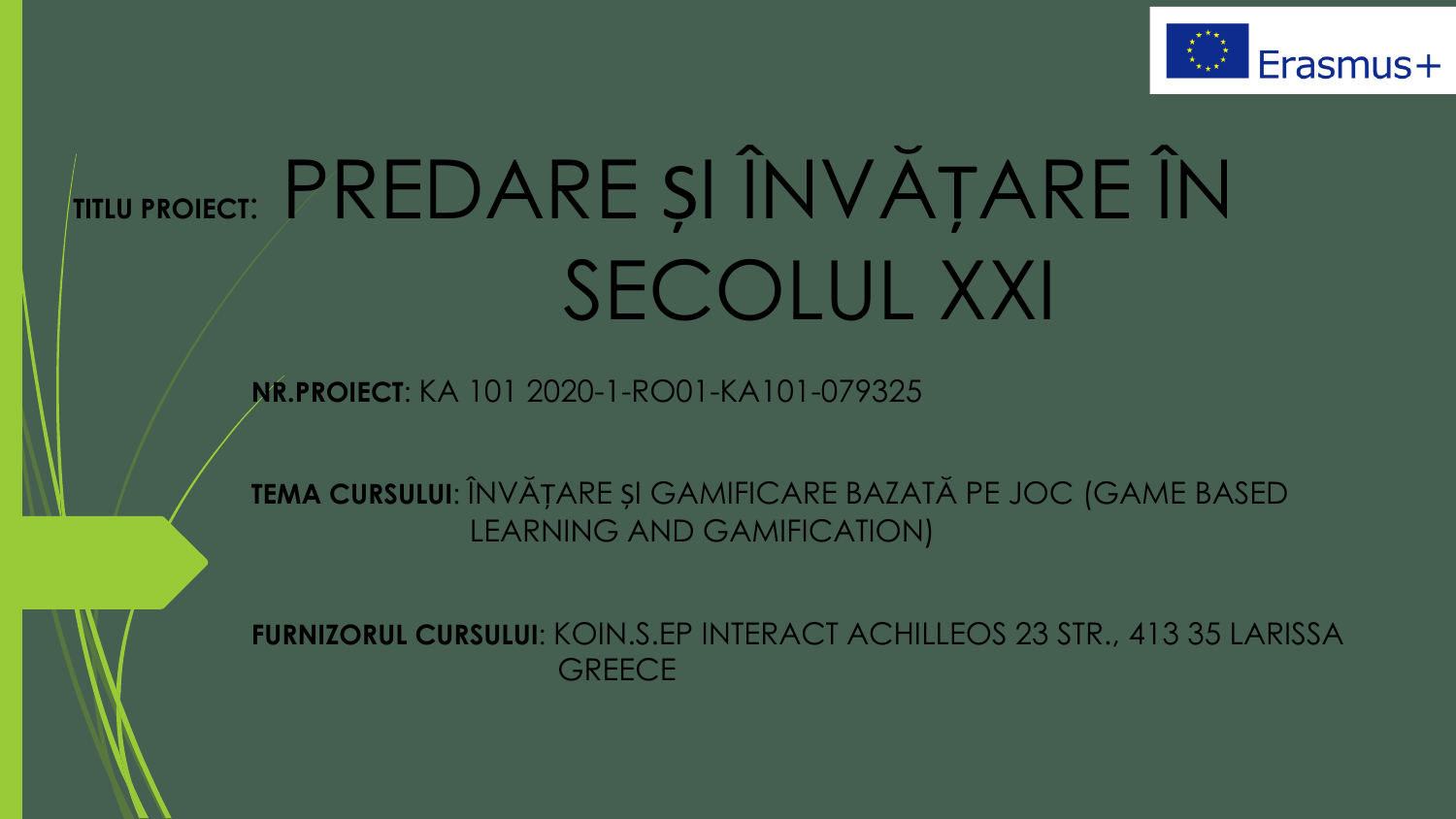Erasmus+

**TITLU PROIECT**: 

# PREDARE ȘI ÎNVĂȚARE ÎN SECOLUL XXI

**NR.PROIECT**: KA 101 2020-1-RO01-KA101-079325

**TEMA CURSULUI**: ÎNVĂȚARE ȘI GAMIFICARE BAZATĂ PE JOC (GAME BASED LEARNING AND GAMIFICATION)

**FURNIZORUL CURSULUI**: KOIN.S.EP INTERACT ACHILLEOS 23 STR., 413 35 LARISSA GREECE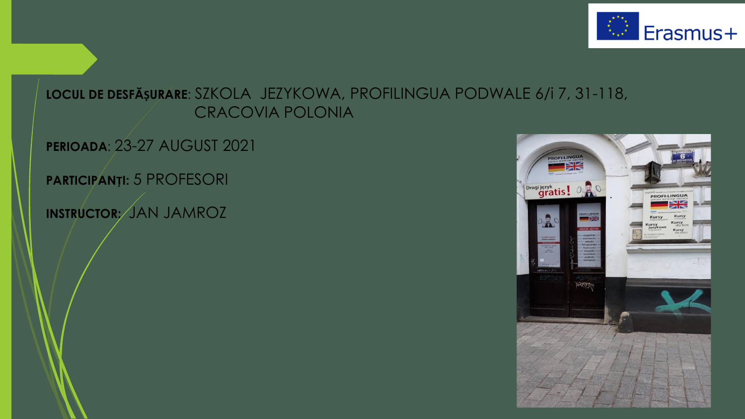**LOCUL DE DESFĂȘURARE**: SZKOLA JEZYKOWA, PROFILINGUA PODWALE 6/i 7, 31-118, CRACOVIA POLONIA

**PERIOADA**: 23-27 AUGUST 2021

**PARTICIPANȚI:** 5 PROFESORI

**INSTRUCTOR:** JAN JAMROZ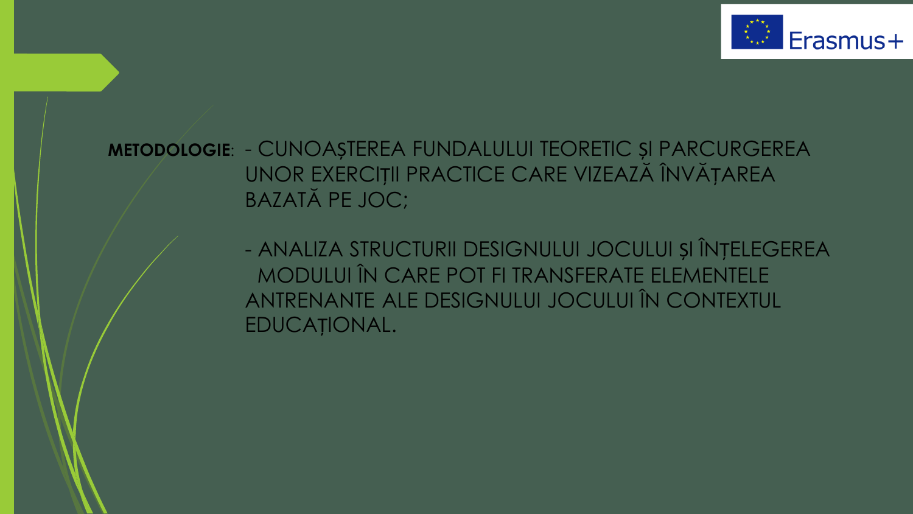**METODOLOGIE**: - CUNOAȘTEREA FUNDALULUI TEORETIC ȘI PARCURGEREA UNOR EXERCIȚII PRACTICE CARE VIZEAZĂ ÎNVĂȚAREA BAZATĂ PE JOC;

- ANALIZA STRUCTURII DESIGNULUI JOCULUI ȘI ÎNȚELEGEREA MODULUI ÎN CARE POT FI TRANSFERATE ELEMENTELE ANTRENANTE ALE DESIGNULUI JOCULUI ÎN CONTEXTUL EDUCAȚIONAL.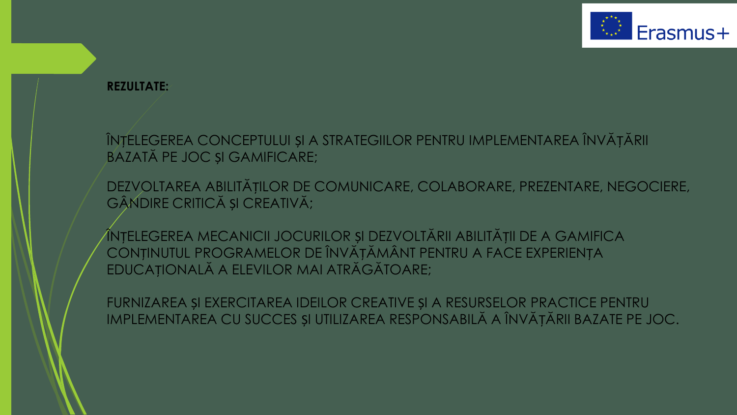**REZULTATE:**

ÎNȚELEGEREA CONCEPTULUI ȘI A STRATEGIILOR PENTRU IMPLEMENTAREA ÎNVĂȚĂRII BAZATĂ PE JOC ȘI GAMIFICARE;

DEZVOLTAREA ABILITĂȚILOR DE COMUNICARE, COLABORARE, PREZENTARE, NEGOCIERE, GÂNDIRE CRITICĂ ȘI CREATIVĂ;

ÎNȚELEGEREA MECANICII JOCURILOR ȘI DEZVOLTĂRII ABILITĂȚII DE A GAMIFICA CONȚINUTUL PROGRAMELOR DE ÎNVĂȚĂMÂNT PENTRU A FACE EXPERIENȚA EDUCAȚIONALĂ A ELEVILOR MAI ATRĂGĂTOARE;

FURNIZAREA ȘI EXERCITAREA IDEILOR CREATIVE ȘI A RESURSELOR PRACTICE PENTRU IMPLEMENTAREA CU SUCCES ȘI UTILIZAREA RESPONSABILĂ A ÎNVĂȚĂRII BAZATE PE JOC.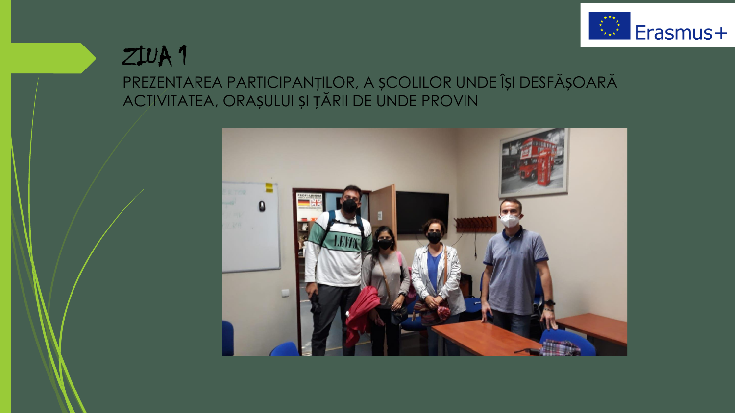# ZIUA 1

PREZENTAREA PARTICIPANȚILOR, A ȘCOLILOR UNDE ÎȘI DESFĂȘOARĂ ACTIVITATEA, ORAȘULUI ȘI ȚĂRII DE UNDE PROVIN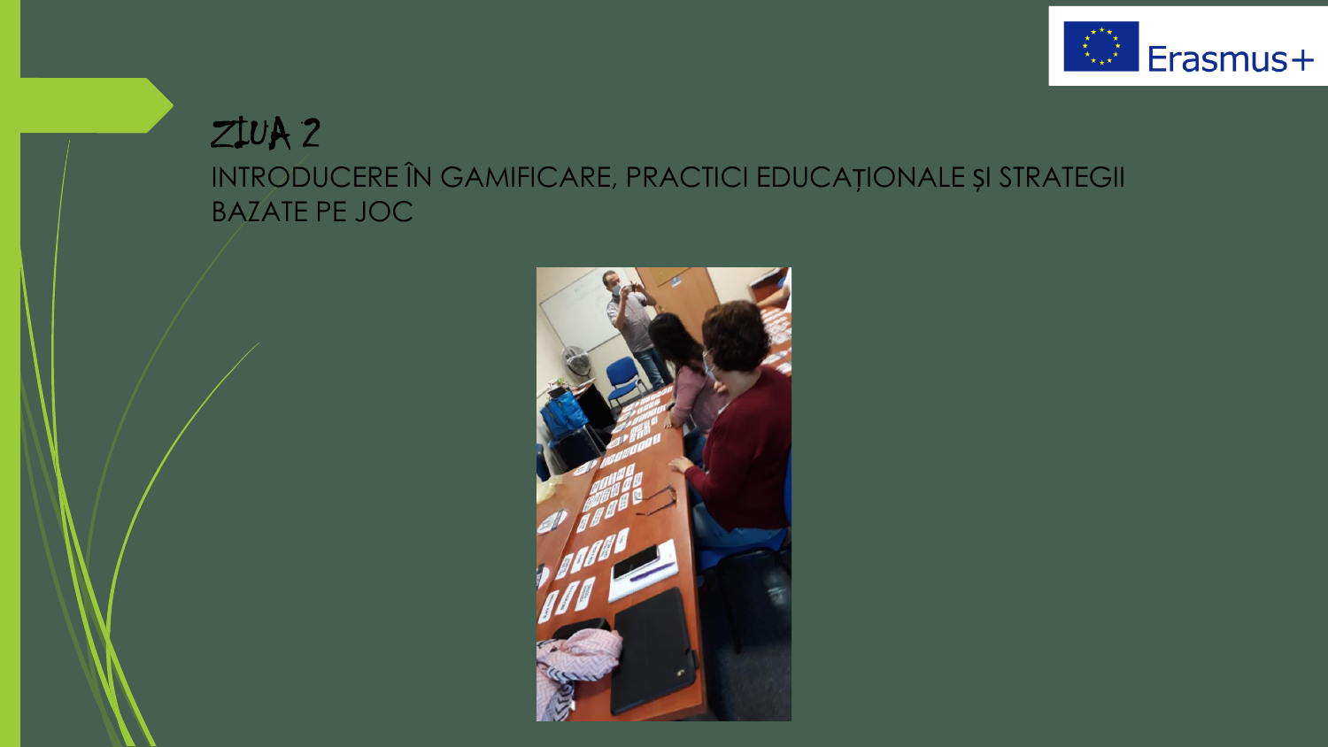# ZIUA 2

INTRODUCERE ÎN GAMIFICARE, PRACTICI EDUCAȚIONALE ȘI STRATEGII BAZATE PE JOC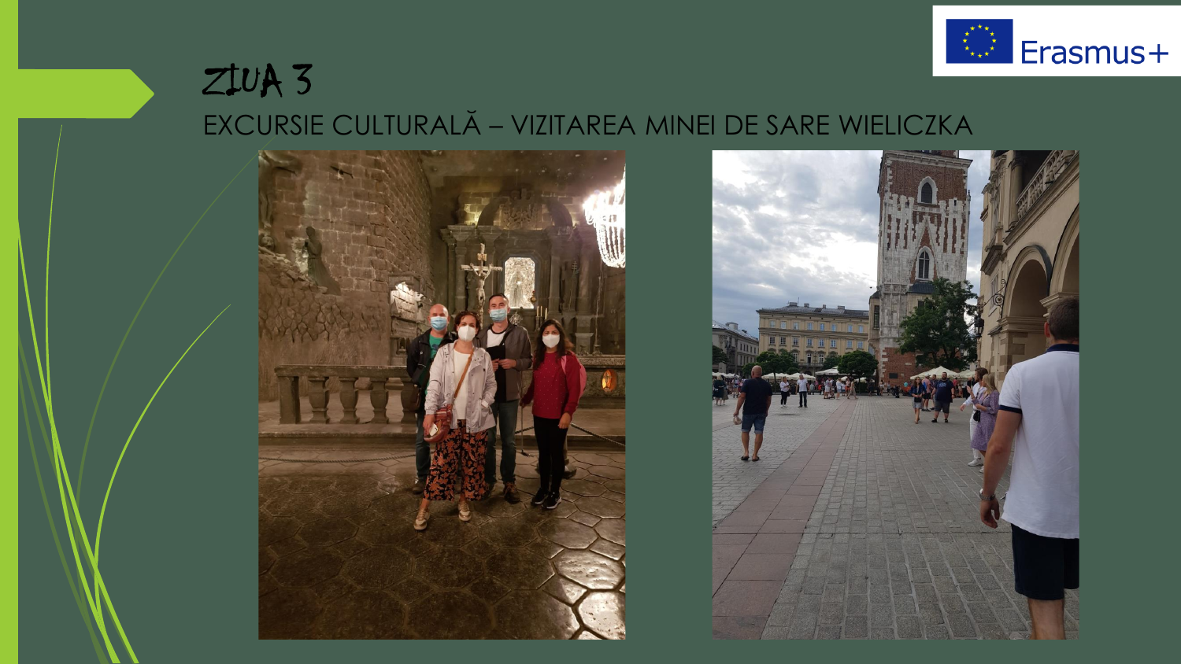# ZIUA 3

EXCURSIE CULTURALĂ – VIZITAREA MINEI DE SARE WIELICZKA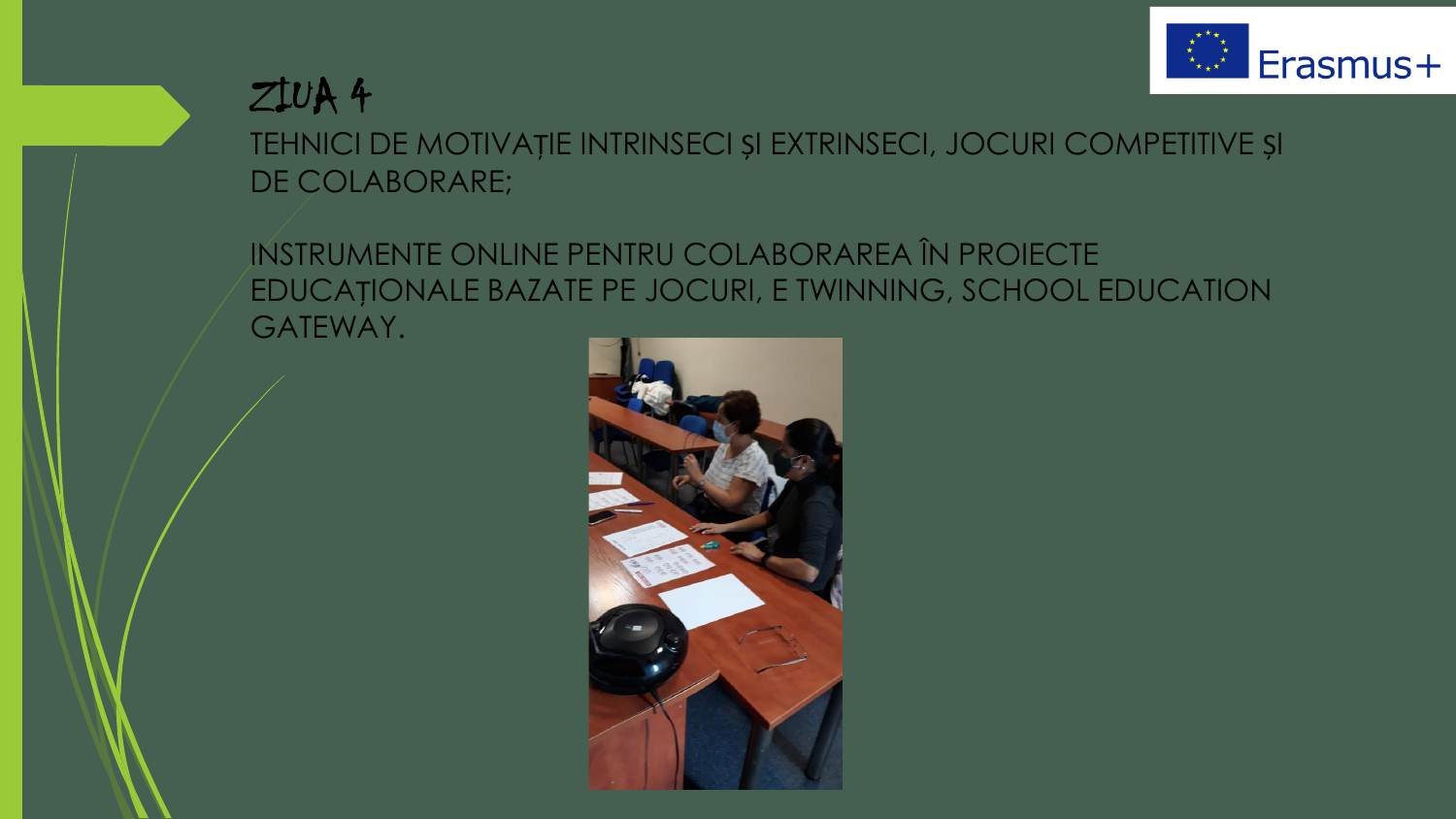# ZIUA 4

TEHNICI DE MOTIVAȚIE INTRINSECI ȘI EXTRINSECI, JOCURI COMPETITIVE ȘI DE COLABORARE;

INSTRUMENTE ONLINE PENTRU COLABORAREA ÎN PROIECTE EDUCAȚIONALE BAZATE PE JOCURI, E TWINNING, SCHOOL EDUCATION GATEWAY.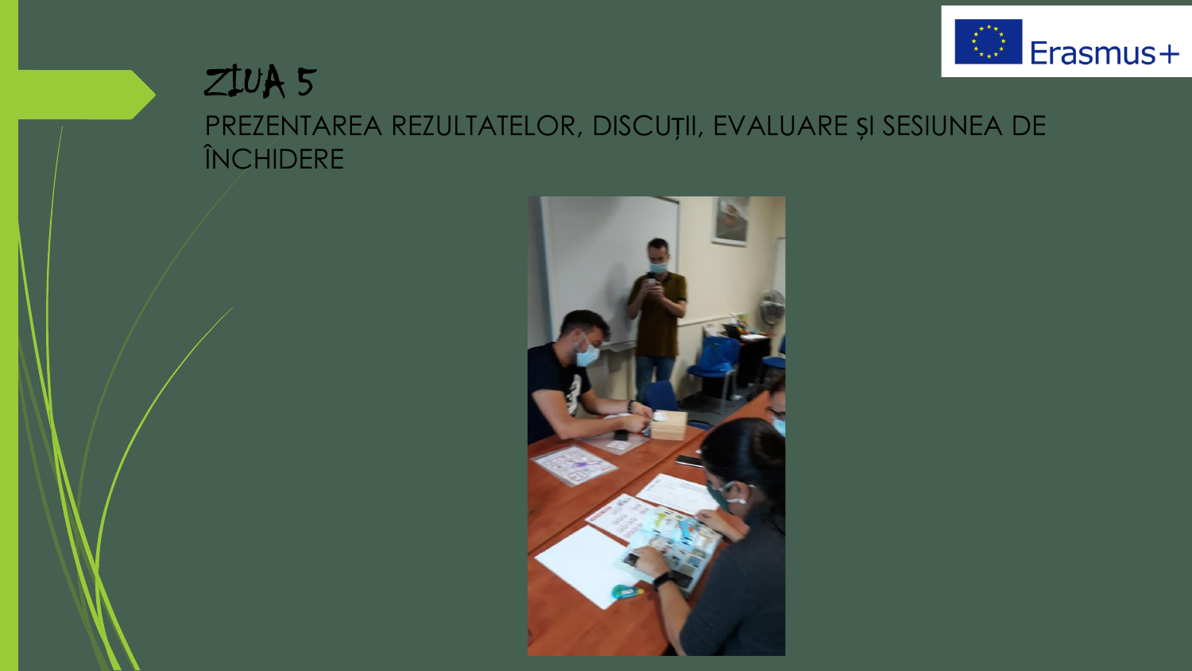# ZIUA 5

PREZENTAREA REZULTATELOR, DISCUȚII, EVALUARE ȘI SESIUNEA DE ÎNCHIDERE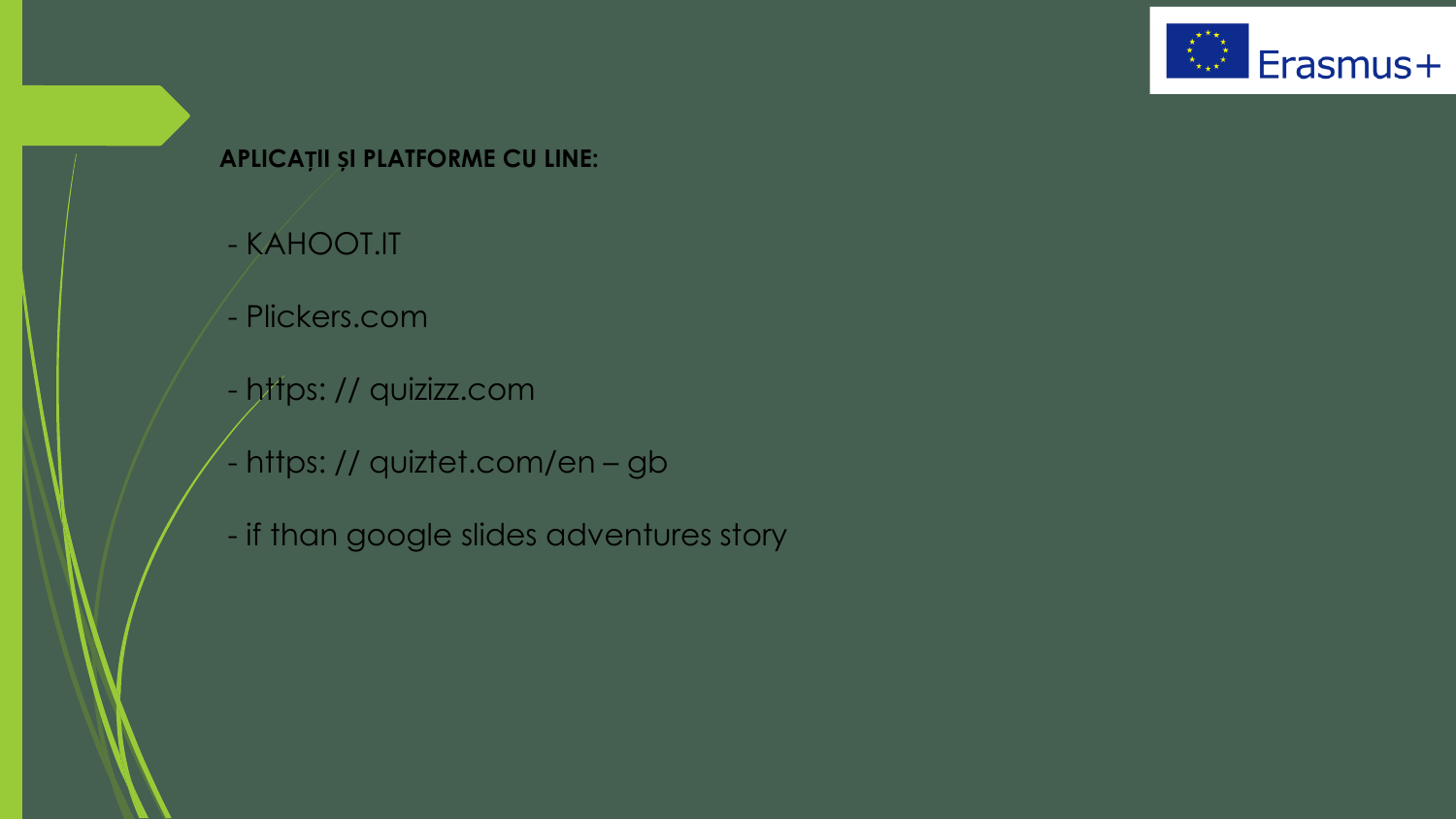**APLICAȚII ȘI PLATFORME CU LINE:**

- KAHOOT.IT
- Plickers.com
- https: // quizizz.com
- https: // quiztet.com/en – gb
- if than google slides adventures story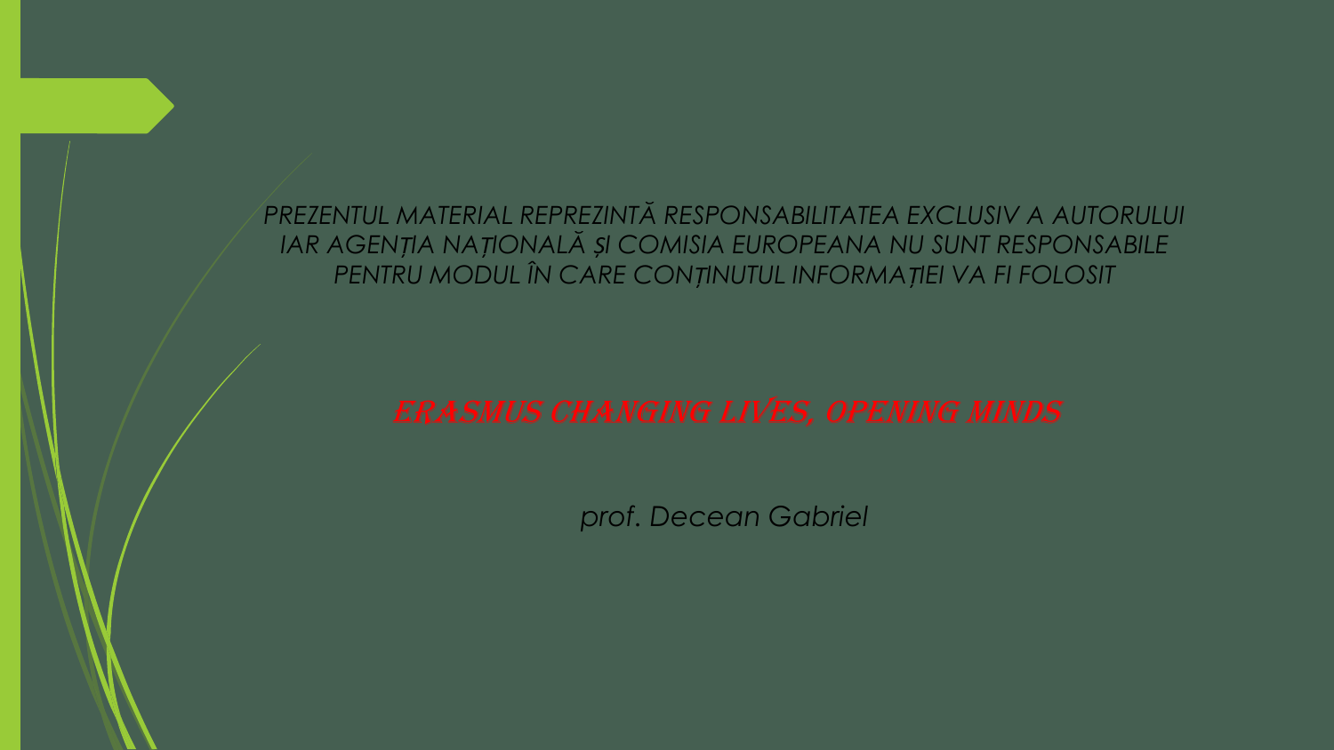*PREZENTUL MATERIAL REPREZINTĂ RESPONSABILITATEA EXCLUSIV A AUTORULUI IAR AGENȚIA NAȚIONALĂ ȘI COMISIA EUROPEANA NU SUNT RESPONSABILE PENTRU MODUL ÎN CARE CONȚINUTUL INFORMAȚIEI VA FI FOLOSIT*

**ERASMUS CHANGING LIVES, OPENING MINDS**

*prof. Decean Gabriel*